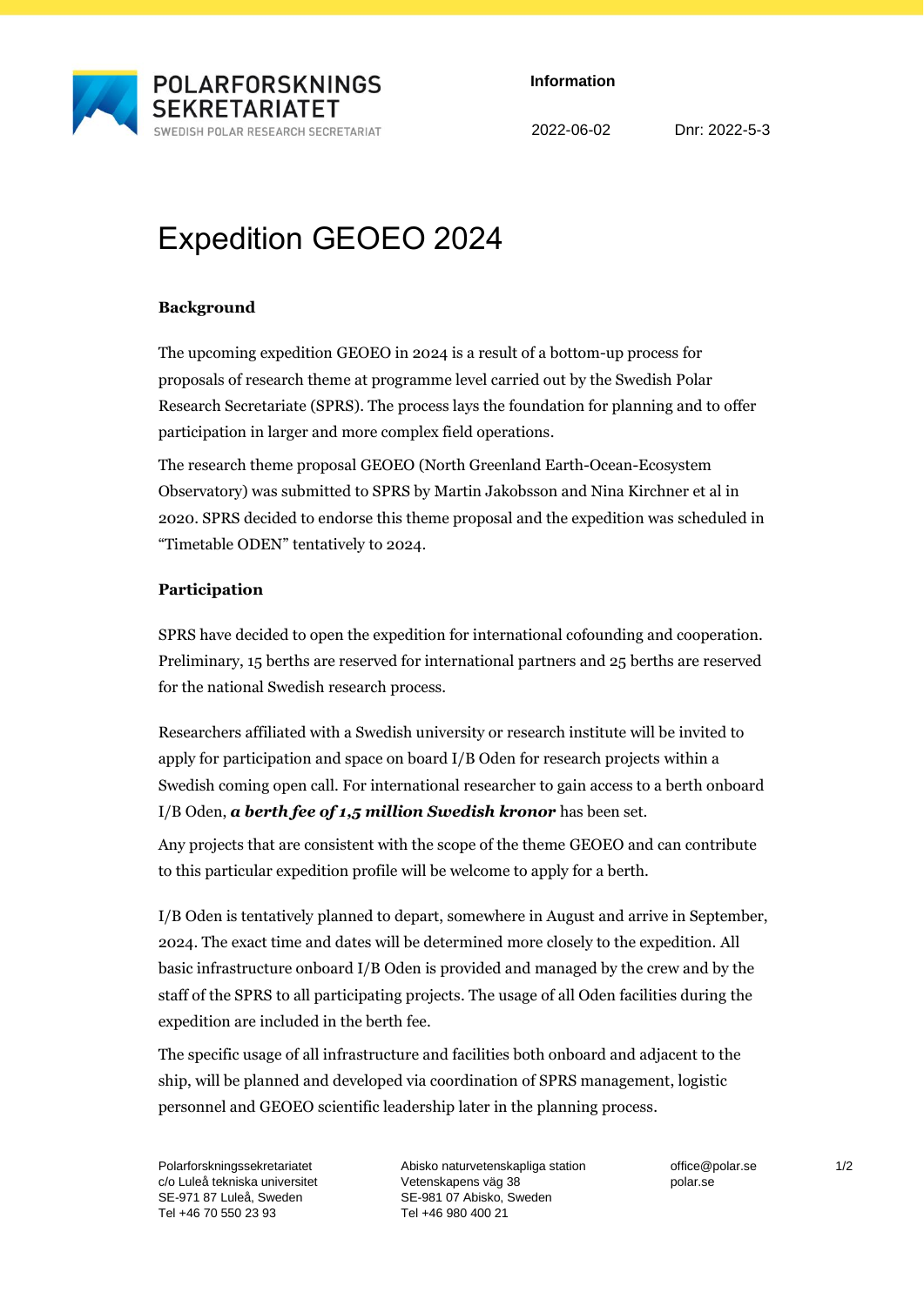POLARFORSKNINGS SEKRETARIATET
SWEDISH POLAR RESEARCH SECRETARIAT

**Information**

2022-06-02 Dnr: 2022-5-3

# Expedition GEOEO 2024

**Background**

The upcoming expedition GEOEO in 2024 is a result of a bottom-up process for proposals of research theme at programme level carried out by the Swedish Polar Research Secretariate (SPRS). The process lays the foundation for planning and to offer participation in larger and more complex field operations.

The research theme proposal GEOEO (North Greenland Earth-Ocean-Ecosystem Observatory) was submitted to SPRS by Martin Jakobsson and Nina Kirchner et al in 2020. SPRS decided to endorse this theme proposal and the expedition was scheduled in "Timetable ODEN" tentatively to 2024.

**Participation**

SPRS have decided to open the expedition for international cofounding and cooperation. Preliminary, 15 berths are reserved for international partners and 25 berths are reserved for the national Swedish research process.

Researchers affiliated with a Swedish university or research institute will be invited to apply for participation and space on board I/B Oden for research projects within a Swedish coming open call. For international researcher to gain access to a berth onboard I/B Oden, ***a berth fee of 1,5 million Swedish kronor*** has been set.

Any projects that are consistent with the scope of the theme GEOEO and can contribute to this particular expedition profile will be welcome to apply for a berth.

I/B Oden is tentatively planned to depart, somewhere in August and arrive in September, 2024. The exact time and dates will be determined more closely to the expedition. All basic infrastructure onboard I/B Oden is provided and managed by the crew and by the staff of the SPRS to all participating projects. The usage of all Oden facilities during the expedition are included in the berth fee.

The specific usage of all infrastructure and facilities both onboard and adjacent to the ship, will be planned and developed via coordination of SPRS management, logistic personnel and GEOEO scientific leadership later in the planning process.

Polarforskningssekretariatet
c/o Luleå tekniska universitet
SE-971 87 Luleå, Sweden
Tel +46 70 550 23 93

Abisko naturvetenskapliga station
Vetenskapens väg 38
SE-981 07 Abisko, Sweden
Tel +46 980 400 21

office@polar.se
polar.se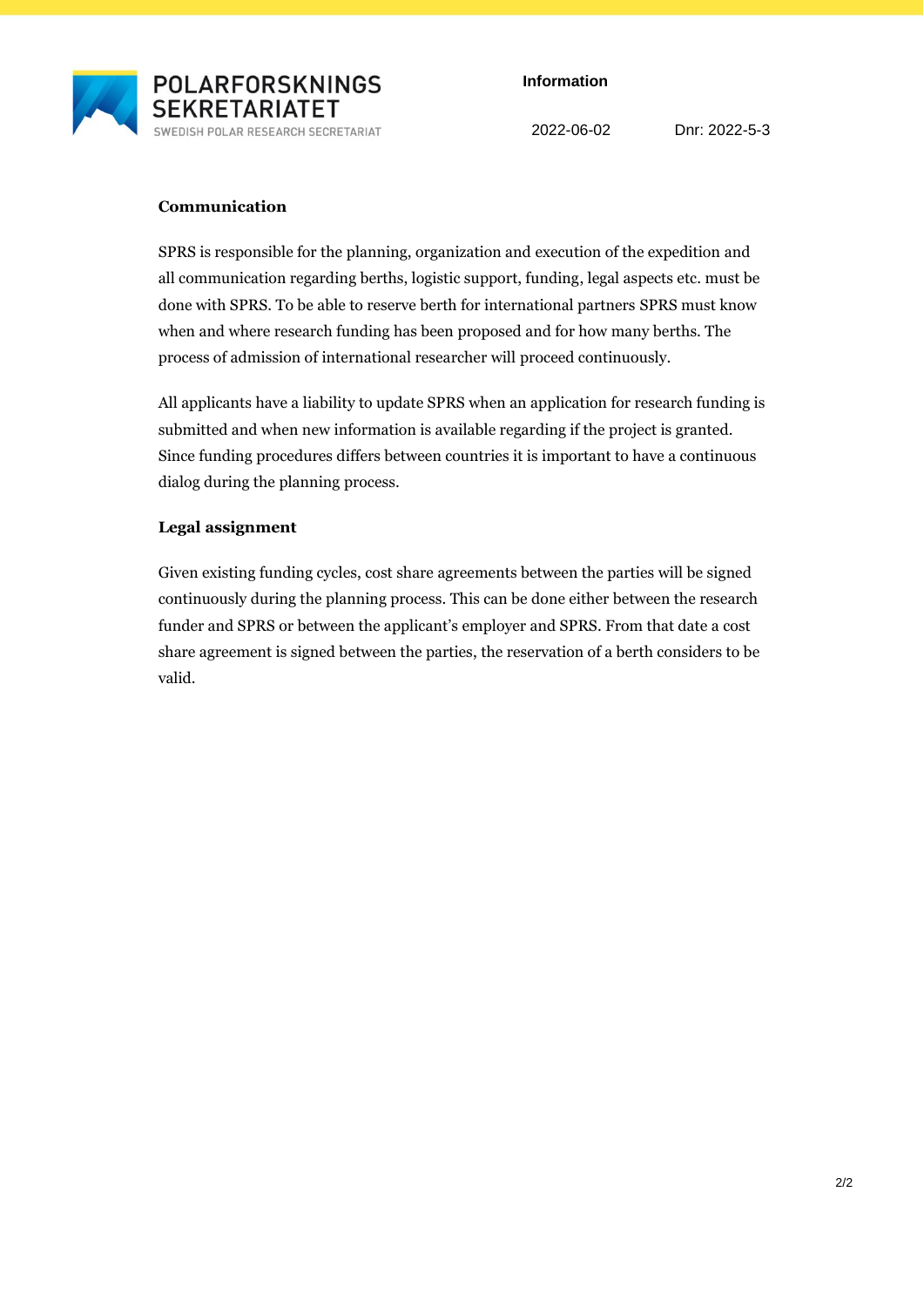**Communication**

SPRS is responsible for the planning, organization and execution of the expedition and all communication regarding berths, logistic support, funding, legal aspects etc. must be done with SPRS. To be able to reserve berth for international partners SPRS must know when and where research funding has been proposed and for how many berths. The process of admission of international researcher will proceed continuously.

All applicants have a liability to update SPRS when an application for research funding is submitted and when new information is available regarding if the project is granted. Since funding procedures differs between countries it is important to have a continuous dialog during the planning process.

**Legal assignment**

Given existing funding cycles, cost share agreements between the parties will be signed continuously during the planning process. This can be done either between the research funder and SPRS or between the applicant's employer and SPRS. From that date a cost share agreement is signed between the parties, the reservation of a berth considers to be valid.